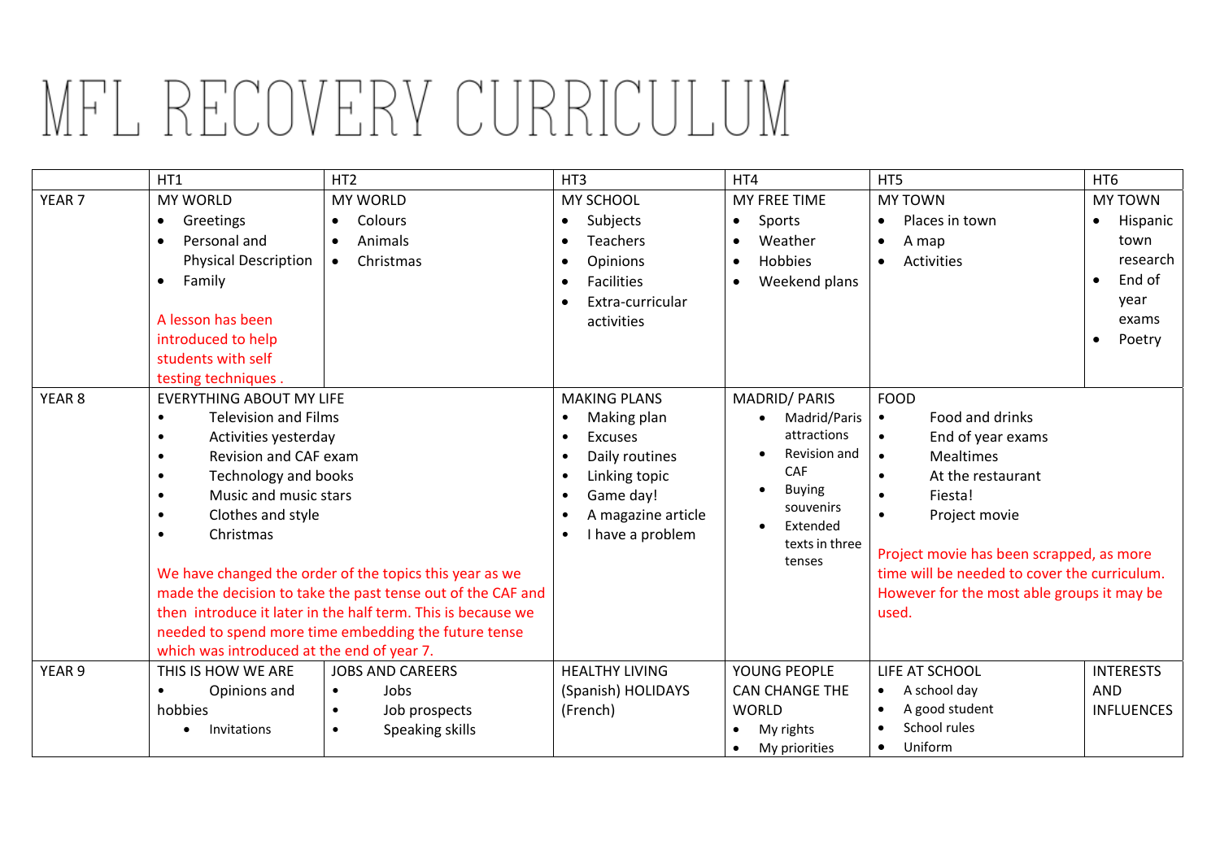# MFL RECOVERY CURRICULUM

| | HT1 | HT2 | HT3 | HT4 | HT5 | HT6 |
|---|---|---|---|---|---|---|
| YEAR 7 | MY WORLD<br>• Greetings<br>• Personal and Physical Description<br>• Family<br><br>A lesson has been introduced to help students with self testing techniques . | MY WORLD<br>• Colours<br>• Animals<br>• Christmas | MY SCHOOL<br>• Subjects<br>• Teachers<br>• Opinions<br>• Facilities<br>• Extra-curricular activities | MY FREE TIME<br>• Sports<br>• Weather<br>• Hobbies<br>• Weekend plans | MY TOWN<br>• Places in town<br>• A map<br>• Activities | MY TOWN<br>• Hispanic town research<br>• End of year exams<br>• Poetry |
| YEAR 8 | EVERYTHING ABOUT MY LIFE<br>• Television and Films<br>• Activities yesterday<br>• Revision and CAF exam<br>• Technology and books<br>• Music and music stars<br>• Clothes and style<br>• Christmas<br><br>We have changed the order of the topics this year as we made the decision to take the past tense out of the CAF and then introduce it later in the half term. This is because we needed to spend more time embedding the future tense which was introduced at the end of year 7. | | MAKING PLANS<br>• Making plan<br>• Excuses<br>• Daily routines<br>• Linking topic<br>• Game day!<br>• A magazine article<br>• I have a problem | MADRID/ PARIS<br>• Madrid/Paris attractions<br>• Revision and CAF<br>• Buying souvenirs<br>• Extended texts in three tenses | FOOD<br>• Food and drinks<br>• End of year exams<br>• Mealtimes<br>• At the restaurant<br>• Fiesta!<br>• Project movie<br><br>Project movie has been scrapped, as more time will be needed to cover the curriculum. However for the most able groups it may be used. | |
| YEAR 9 | THIS IS HOW WE ARE<br>• Opinions and hobbies<br>• Invitations | JOBS AND CAREERS<br>• Jobs<br>• Job prospects<br>• Speaking skills | HEALTHY LIVING (Spanish) HOLIDAYS (French) | YOUNG PEOPLE CAN CHANGE THE WORLD<br>• My rights<br>• My priorities | LIFE AT SCHOOL<br>• A school day<br>• A good student<br>• School rules<br>• Uniform | INTERESTS AND INFLUENCES |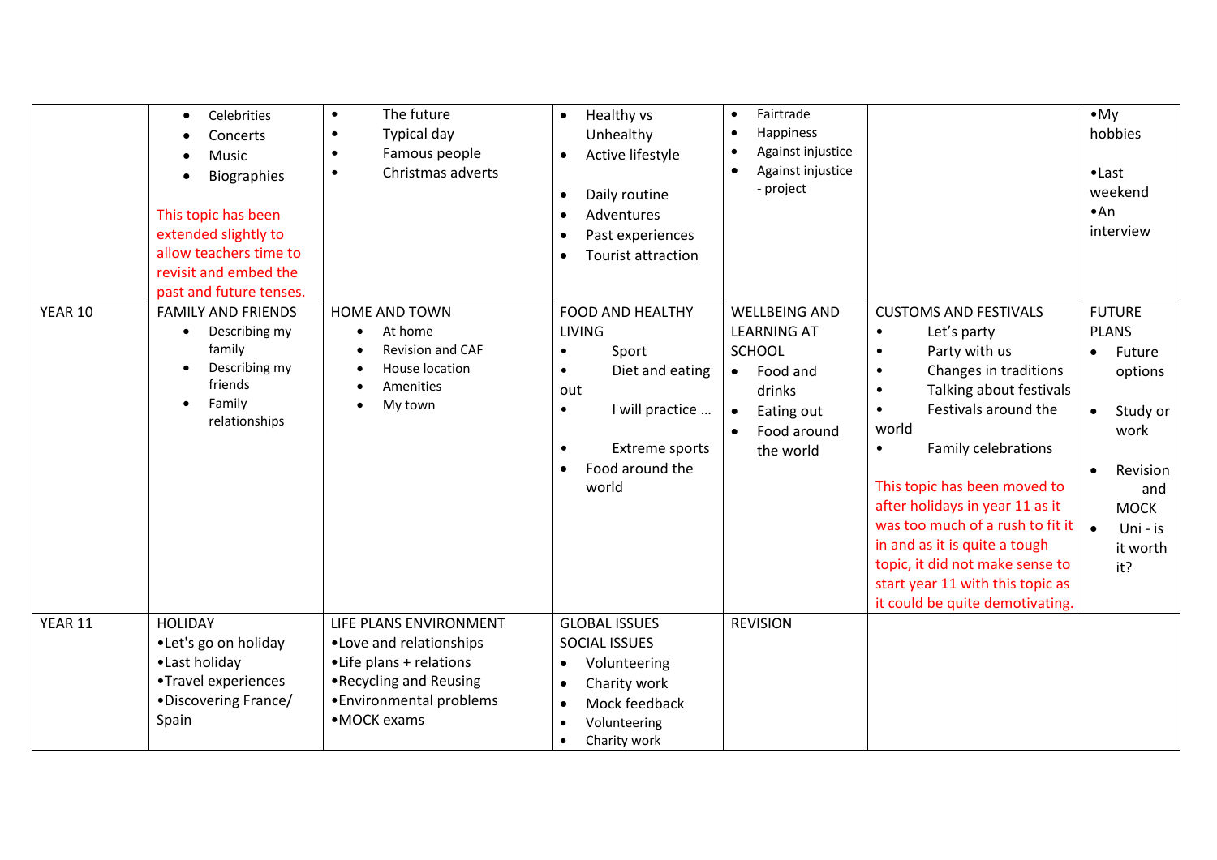| | | | | | | |
|---|---|---|---|---|---|---|
| | • Celebrities<br>• Concerts<br>• Music<br>• Biographies<br><br>This topic has been extended slightly to allow teachers time to revisit and embed the past and future tenses. | • The future<br>• Typical day<br>• Famous people<br>• Christmas adverts | • Healthy vs Unhealthy<br>• Active lifestyle<br><br>• Daily routine<br>• Adventures<br>• Past experiences<br>• Tourist attraction | • Fairtrade<br>• Happiness<br>• Against injustice<br>• Against injustice - project | | •My hobbies<br><br>•Last weekend<br>•An interview |
| YEAR 10 | FAMILY AND FRIENDS<br>• Describing my family<br>• Describing my friends<br>• Family relationships | HOME AND TOWN<br>• At home<br>• Revision and CAF<br>• House location<br>• Amenities<br>• My town | FOOD AND HEALTHY LIVING<br>• Sport<br>• Diet and eating out<br>• I will practice …<br><br>• Extreme sports<br>• Food around the world | WELLBEING AND LEARNING AT SCHOOL<br>• Food and drinks<br>• Eating out<br>• Food around the world | CUSTOMS AND FESTIVALS<br>• Let's party<br>• Party with us<br>• Changes in traditions<br>• Talking about festivals<br>• Festivals around the world<br>• Family celebrations<br><br>This topic has been moved to after holidays in year 11 as it was too much of a rush to fit it in and as it is quite a tough topic, it did not make sense to start year 11 with this topic as it could be quite demotivating. | FUTURE PLANS<br>• Future options<br><br>• Study or work<br><br>• Revision and MOCK<br>• Uni - is it worth it? |
| YEAR 11 | HOLIDAY<br>•Let's go on holiday<br>•Last holiday<br>•Travel experiences<br>•Discovering France/ Spain | LIFE PLANS ENVIRONMENT<br>•Love and relationships<br>•Life plans + relations<br>•Recycling and Reusing<br>•Environmental problems<br>•MOCK exams | GLOBAL ISSUES SOCIAL ISSUES<br>• Volunteering<br>• Charity work<br>• Mock feedback<br>• Volunteering<br>• Charity work | REVISION | | |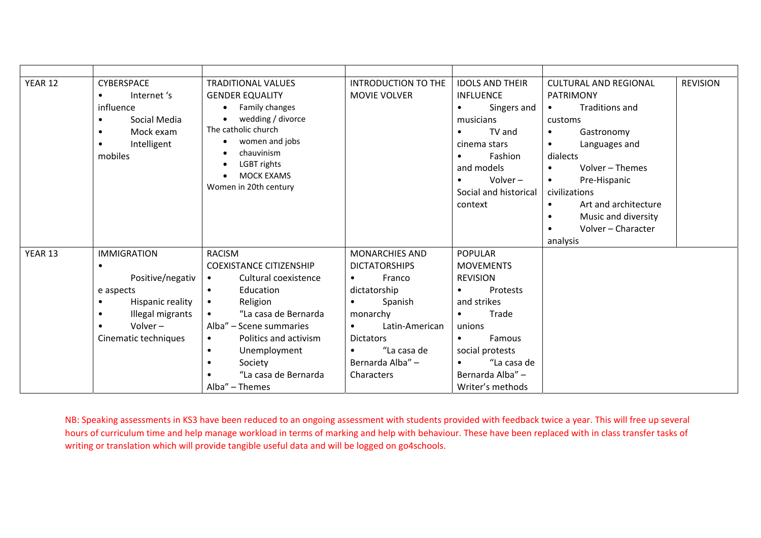| | | | | | | |
|---|---|---|---|---|---|---|
| YEAR 12 | CYBERSPACE<br>• Internet 's influence<br>• Social Media<br>• Mock exam<br>• Intelligent mobiles | TRADITIONAL VALUES<br>GENDER EQUALITY<br>• Family changes<br>• wedding / divorce<br>The catholic church<br>• women and jobs<br>• chauvinism<br>• LGBT rights<br>• MOCK EXAMS<br>Women in 20th century | INTRODUCTION TO THE MOVIE VOLVER | IDOLS AND THEIR INFLUENCE<br>• Singers and musicians<br>• TV and cinema stars<br>• Fashion and models<br>• Volver – Social and historical context | CULTURAL AND REGIONAL PATRIMONY<br>• Traditions and customs<br>• Gastronomy<br>• Languages and dialects<br>• Volver – Themes<br>• Pre-Hispanic civilizations<br>• Art and architecture<br>• Music and diversity<br>• Volver – Character analysis | REVISION |
| YEAR 13 | IMMIGRATION<br>• Positive/negative aspects<br>• Hispanic reality<br>• Illegal migrants<br>• Volver – Cinematic techniques | RACISM<br>COEXISTANCE CITIZENSHIP<br>• Cultural coexistence<br>• Education<br>• Religion<br>• "La casa de Bernarda Alba" – Scene summaries<br>• Politics and activism<br>• Unemployment<br>• Society<br>• "La casa de Bernarda Alba" – Themes | MONARCHIES AND DICTATORSHIPS<br>• Franco dictatorship<br>• Spanish monarchy<br>• Latin-American Dictators<br>• "La casa de Bernarda Alba" – Characters | POPULAR MOVEMENTS<br>REVISION<br>• Protests and strikes<br>• Trade unions<br>• Famous social protests<br>• "La casa de Bernarda Alba" – Writer's methods | | |

NB: Speaking assessments in KS3 have been reduced to an ongoing assessment with students provided with feedback twice a year. This will free up several hours of curriculum time and help manage workload in terms of marking and help with behaviour. These have been replaced with in class transfer tasks of writing or translation which will provide tangible useful data and will be logged on go4schools.